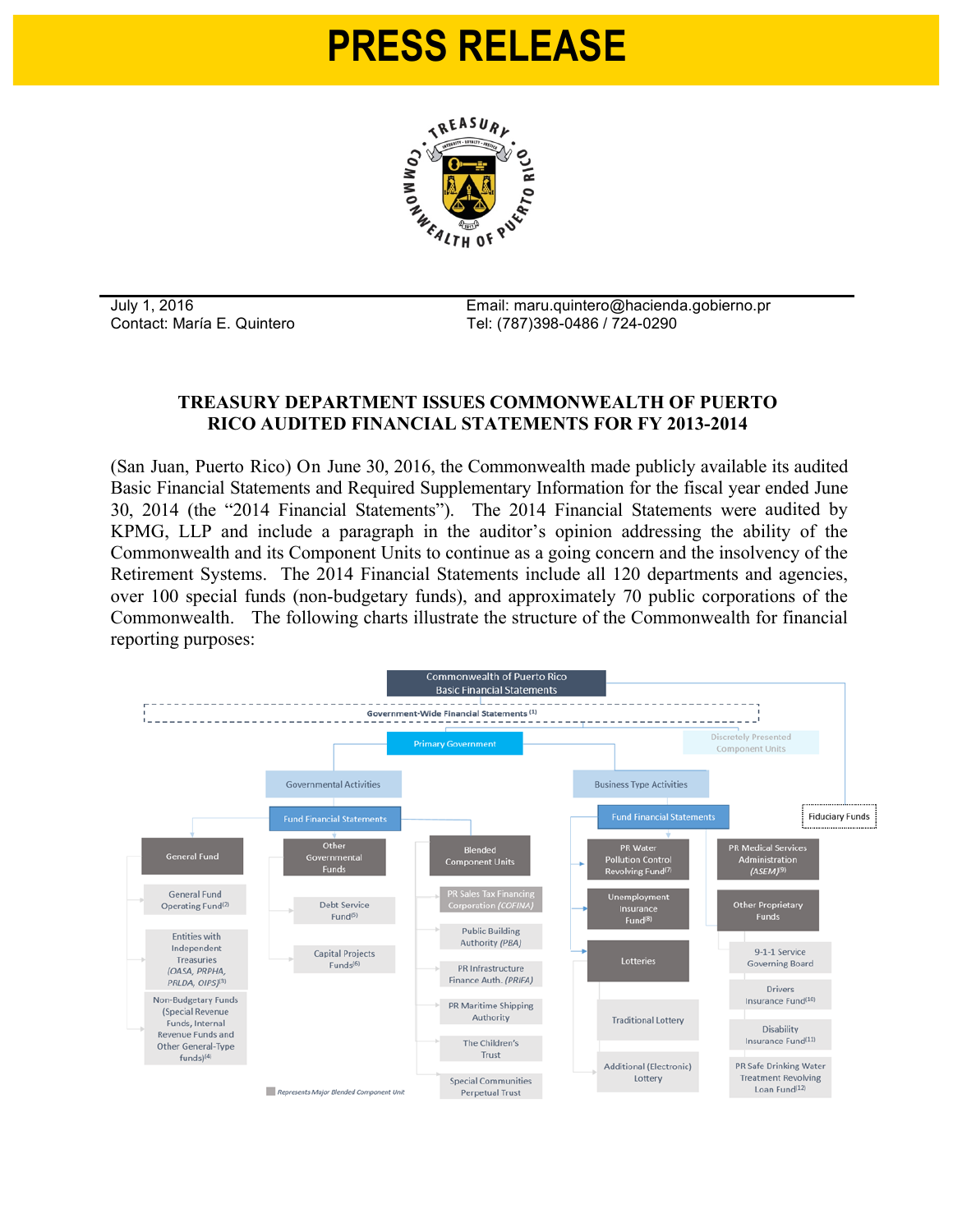# PRESS RELEASE

TREASURY · COMMONWEALTH OF PUERTO RICO

July 1, 2016
Contact: María E. Quintero

Email: maru.quintero@hacienda.gobierno.pr
Tel: (787)398-0486 / 724-0290

## TREASURY DEPARTMENT ISSUES COMMONWEALTH OF PUERTO RICO AUDITED FINANCIAL STATEMENTS FOR FY 2013-2014

(San Juan, Puerto Rico) On June 30, 2016, the Commonwealth made publicly available its audited Basic Financial Statements and Required Supplementary Information for the fiscal year ended June 30, 2014 (the "2014 Financial Statements"). The 2014 Financial Statements were audited by KPMG, LLP and include a paragraph in the auditor's opinion addressing the ability of the Commonwealth and its Component Units to continue as a going concern and the insolvency of the Retirement Systems. The 2014 Financial Statements include all 120 departments and agencies, over 100 special funds (non-budgetary funds), and approximately 70 public corporations of the Commonwealth. The following charts illustrate the structure of the Commonwealth for financial reporting purposes:

- Commonwealth of Puerto Rico Basic Financial Statements
  - Government-Wide Financial Statements [1]
    - Primary Government
      - Governmental Activities
        - Fund Financial Statements
          - General Fund
            - General Fund Operating Fund [2]
            - Entities with Independent Treasuries (OASA, PRPHA, PRLDA, OIPS) [3]
            - Non-Budgetary Funds (Special Revenue Funds, Internal Revenue Funds and Other General-Type funds) [4]
          - Other Governmental Funds
            - Debt Service Fund [5]
            - Capital Projects Funds [6]
          - Blended Component Units
            - PR Sales Tax Financing Corporation (COFINA)
            - Public Building Authority (PBA)
            - PR Infrastructure Finance Auth. (PRIFA)
            - PR Maritime Shipping Authority
            - The Children's Trust
            - Special Communities Perpetual Trust
      - Business Type Activities
        - Fund Financial Statements
          - PR Water Pollution Control Revolving Fund [7]
          - Unemployment Insurance Fund [8]
          - Lotteries
            - Traditional Lottery
            - Additional (Electronic) Lottery
          - PR Medical Services Administration (ASEM) [9]
          - Other Proprietary Funds
            - 9-1-1 Service Governing Board
            - Drivers Insurance Fund [10]
            - Disability Insurance Fund [11]
            - PR Safe Drinking Water Treatment Revolving Loan Fund [12]
    - Discretely Presented Component Units
  - Fiduciary Funds

*Represents Major Blended Component Unit*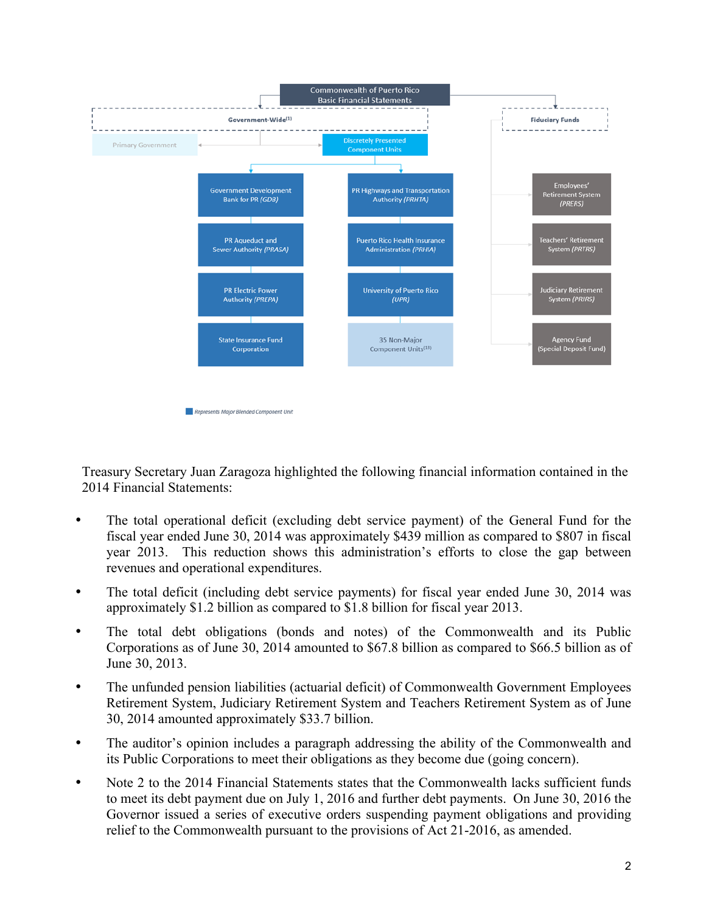Commonwealth of Puerto Rico
Basic Financial Statements

- Government-Wide[1]
  - Primary Government
  - Discretely Presented Component Units
    - Government Development Bank for PR *(GDB)*
    - PR Aqueduct and Sewer Authority *(PRASA)*
    - PR Electric Power Authority *(PREPA)*
    - State Insurance Fund Corporation
    - PR Highways and Transportation Authority *(PRHTA)*
    - Puerto Rico Health Insurance Administration *(PRHIA)*
    - University of Puerto Rico *(UPR)*
    - 35 Non-Major Component Units[13]
- Fiduciary Funds
  - Employees' Retirement System *(PRERS)*
  - Teachers' Retirement System *(PRTRS)*
  - Judiciary Retirement System *(PRJRS)*
  - Agency Fund (Special Deposit Fund)

*Represents Major Blended Component Unit*

Treasury Secretary Juan Zaragoza highlighted the following financial information contained in the 2014 Financial Statements:

- The total operational deficit (excluding debt service payment) of the General Fund for the fiscal year ended June 30, 2014 was approximately $439 million as compared to $807 in fiscal year 2013. This reduction shows this administration's efforts to close the gap between revenues and operational expenditures.
- The total deficit (including debt service payments) for fiscal year ended June 30, 2014 was approximately $1.2 billion as compared to $1.8 billion for fiscal year 2013.
- The total debt obligations (bonds and notes) of the Commonwealth and its Public Corporations as of June 30, 2014 amounted to $67.8 billion as compared to $66.5 billion as of June 30, 2013.
- The unfunded pension liabilities (actuarial deficit) of Commonwealth Government Employees Retirement System, Judiciary Retirement System and Teachers Retirement System as of June 30, 2014 amounted approximately $33.7 billion.
- The auditor's opinion includes a paragraph addressing the ability of the Commonwealth and its Public Corporations to meet their obligations as they become due (going concern).
- Note 2 to the 2014 Financial Statements states that the Commonwealth lacks sufficient funds to meet its debt payment due on July 1, 2016 and further debt payments. On June 30, 2016 the Governor issued a series of executive orders suspending payment obligations and providing relief to the Commonwealth pursuant to the provisions of Act 21-2016, as amended.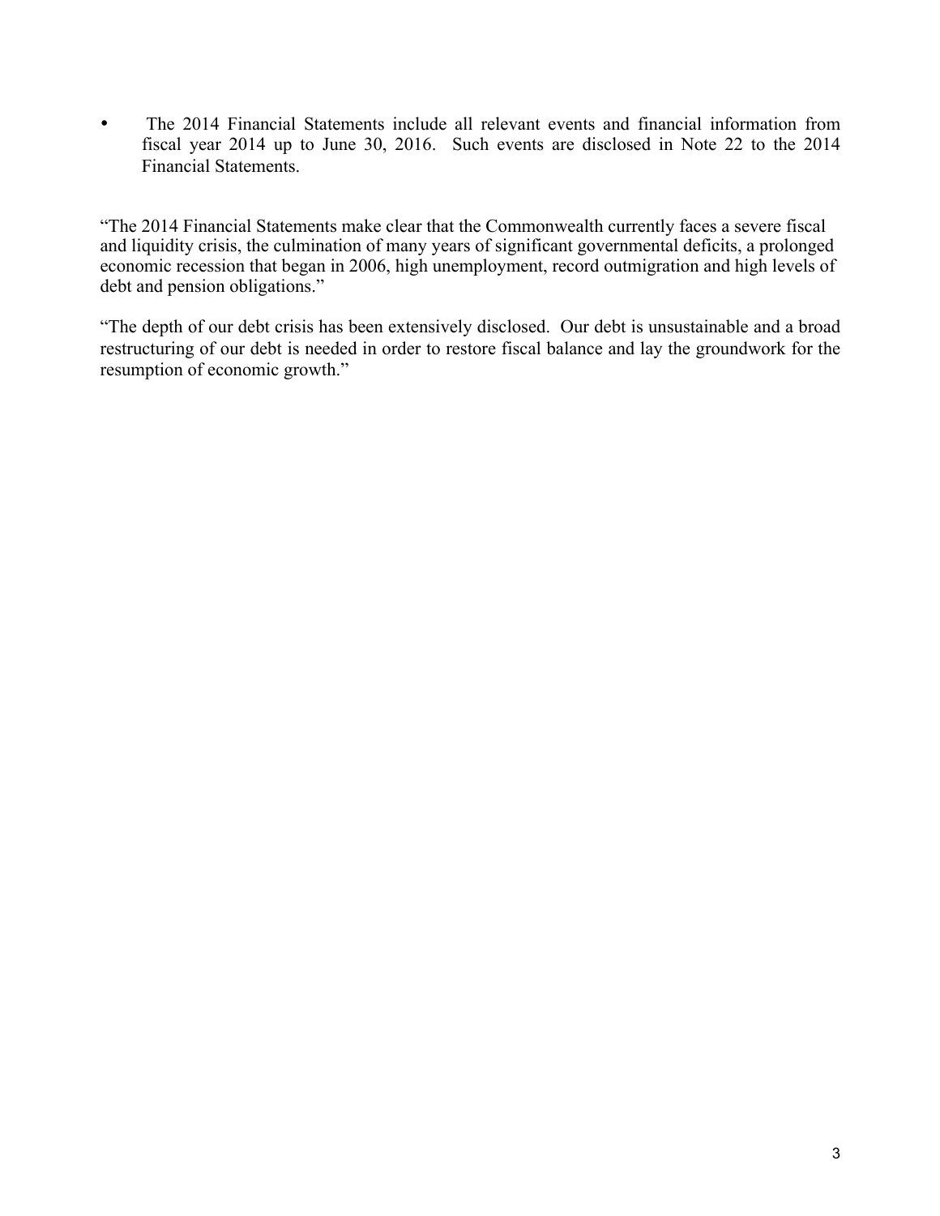- The 2014 Financial Statements include all relevant events and financial information from fiscal year 2014 up to June 30, 2016. Such events are disclosed in Note 22 to the 2014 Financial Statements.

"The 2014 Financial Statements make clear that the Commonwealth currently faces a severe fiscal and liquidity crisis, the culmination of many years of significant governmental deficits, a prolonged economic recession that began in 2006, high unemployment, record outmigration and high levels of debt and pension obligations."

"The depth of our debt crisis has been extensively disclosed. Our debt is unsustainable and a broad restructuring of our debt is needed in order to restore fiscal balance and lay the groundwork for the resumption of economic growth."